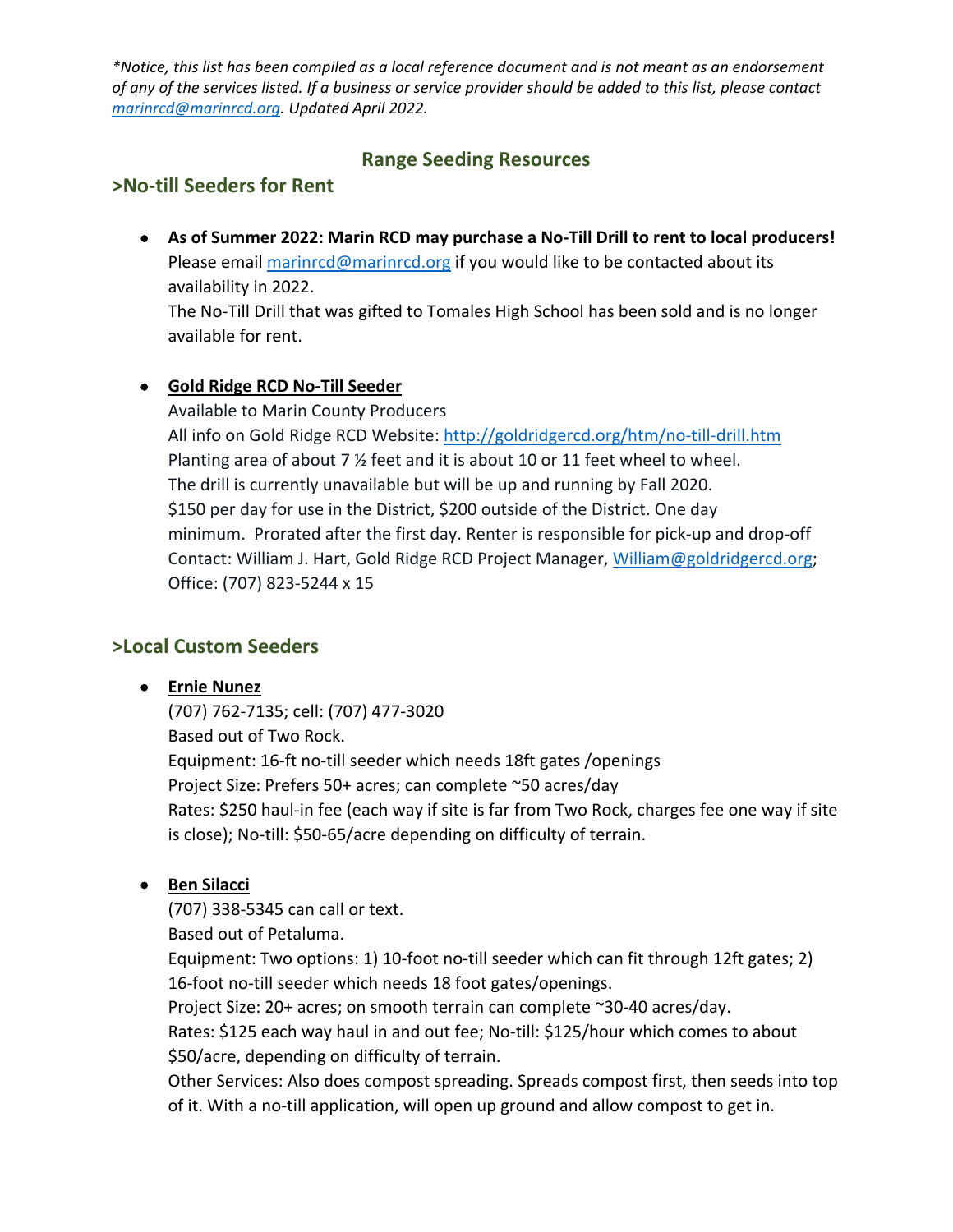*\*Notice, this list has been compiled as a local reference document and is not meant as an endorsement of any of the services listed. If a business or service provider should be added to this list, please contact [marinrcd@marinrcd.org](mailto:marinrcd@marinrcd.org). Updated April 2022.*

## Range Seeding Resources

### >No-till Seeders for Rent

- **As of Summer 2022: Marin RCD may purchase a No-Till Drill to rent to local producers!**
  Please email [marinrcd@marinrcd.org](mailto:marinrcd@marinrcd.org) if you would like to be contacted about its availability in 2022.
  The No-Till Drill that was gifted to Tomales High School has been sold and is no longer available for rent.

- **Gold Ridge RCD No-Till Seeder**
  Available to Marin County Producers
  All info on Gold Ridge RCD Website: [http://goldridgercd.org/htm/no-till-drill.htm](http://goldridgercd.org/htm/no-till-drill.htm)
  Planting area of about 7 ½ feet and it is about 10 or 11 feet wheel to wheel.
  The drill is currently unavailable but will be up and running by Fall 2020.
  $150 per day for use in the District, $200 outside of the District. One day minimum. Prorated after the first day. Renter is responsible for pick-up and drop-off
  Contact: William J. Hart, Gold Ridge RCD Project Manager, [William@goldridgercd.org](mailto:William@goldridgercd.org); Office: (707) 823-5244 x 15

### >Local Custom Seeders

- **Ernie Nunez**
  (707) 762-7135; cell: (707) 477-3020
  Based out of Two Rock.
  Equipment: 16-ft no-till seeder which needs 18ft gates /openings
  Project Size: Prefers 50+ acres; can complete ~50 acres/day
  Rates: $250 haul-in fee (each way if site is far from Two Rock, charges fee one way if site is close); No-till: $50-65/acre depending on difficulty of terrain.

- **Ben Silacci**
  (707) 338-5345 can call or text.
  Based out of Petaluma.
  Equipment: Two options: 1) 10-foot no-till seeder which can fit through 12ft gates; 2) 16-foot no-till seeder which needs 18 foot gates/openings.
  Project Size: 20+ acres; on smooth terrain can complete ~30-40 acres/day.
  Rates: $125 each way haul in and out fee; No-till: $125/hour which comes to about $50/acre, depending on difficulty of terrain.
  Other Services: Also does compost spreading. Spreads compost first, then seeds into top of it. With a no-till application, will open up ground and allow compost to get in.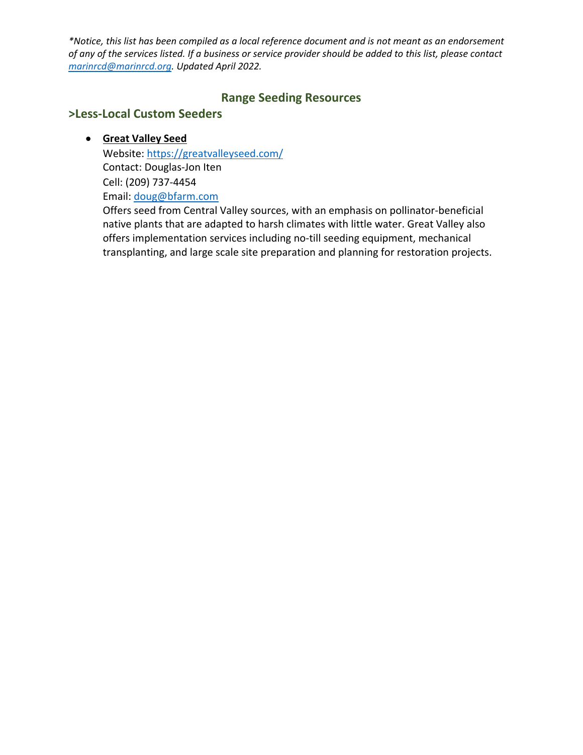*\*Notice, this list has been compiled as a local reference document and is not meant as an endorsement of any of the services listed. If a business or service provider should be added to this list, please contact [marinrcd@marinrcd.org](mailto:marinrcd@marinrcd.org). Updated April 2022.*

## Range Seeding Resources

### >Less-Local Custom Seeders

- **Great Valley Seed**
  Website: [https://greatvalleyseed.com/](https://greatvalleyseed.com/)
  Contact: Douglas-Jon Iten
  Cell: (209) 737-4454
  Email: [doug@bfarm.com](mailto:doug@bfarm.com)
  Offers seed from Central Valley sources, with an emphasis on pollinator-beneficial native plants that are adapted to harsh climates with little water. Great Valley also offers implementation services including no-till seeding equipment, mechanical transplanting, and large scale site preparation and planning for restoration projects.